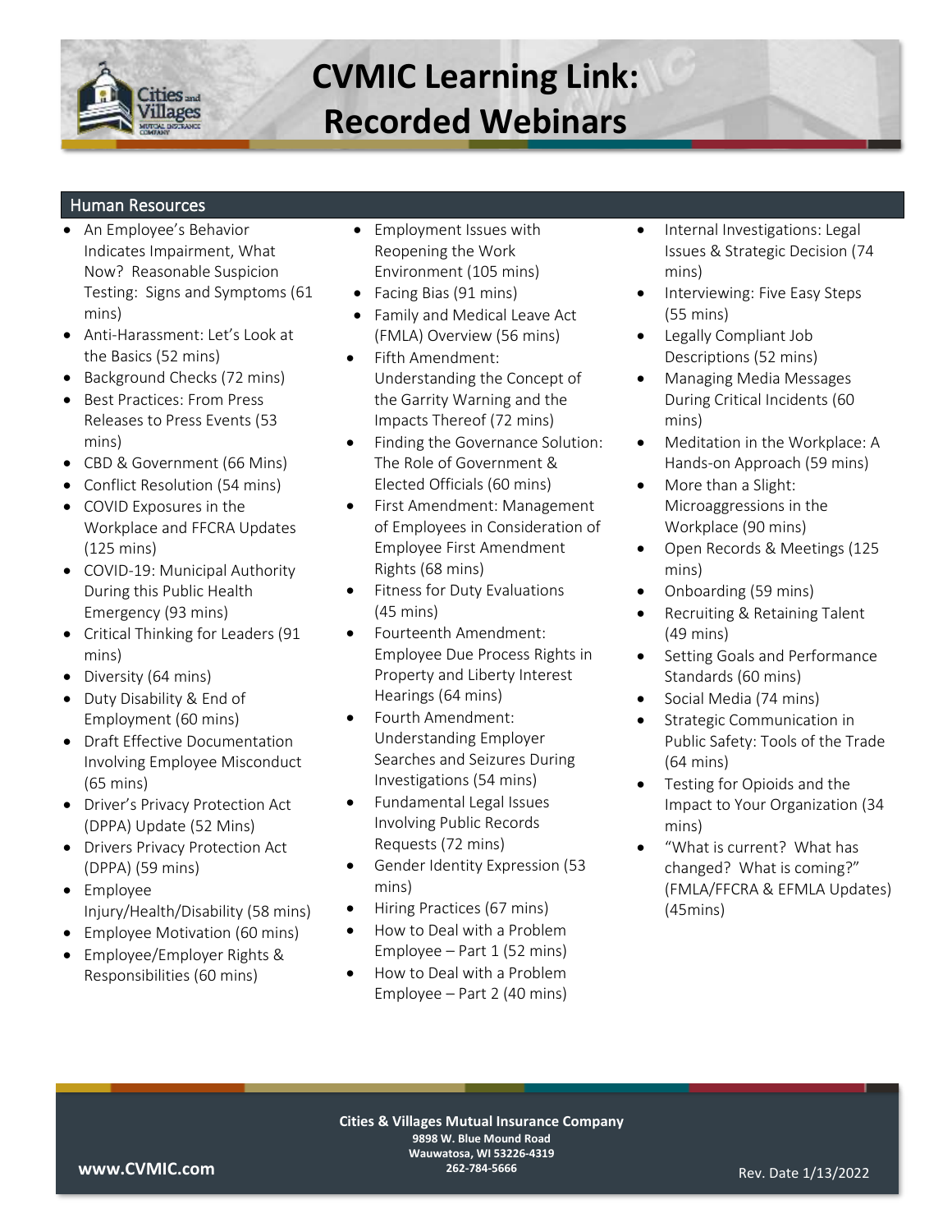# CVMIC Learning Link: Recorded Webinars

## Human Resources

- An Employee's Behavior Indicates Impairment, What Now? Reasonable Suspicion Testing: Signs and Symptoms (61 mins)
- Anti-Harassment: Let's Look at the Basics (52 mins)
- Background Checks (72 mins)
- Best Practices: From Press Releases to Press Events (53 mins)
- CBD & Government (66 Mins)
- Conflict Resolution (54 mins)
- COVID Exposures in the Workplace and FFCRA Updates (125 mins)
- COVID-19: Municipal Authority During this Public Health Emergency (93 mins)
- Critical Thinking for Leaders (91 mins)
- Diversity (64 mins)
- Duty Disability & End of Employment (60 mins)
- Draft Effective Documentation Involving Employee Misconduct (65 mins)
- Driver's Privacy Protection Act (DPPA) Update (52 Mins)
- Drivers Privacy Protection Act (DPPA) (59 mins)
- Employee Injury/Health/Disability (58 mins)
- Employee Motivation (60 mins)
- Employee/Employer Rights & Responsibilities (60 mins)
- Employment Issues with Reopening the Work Environment (105 mins)
- Facing Bias (91 mins)
- Family and Medical Leave Act (FMLA) Overview (56 mins)
- Fifth Amendment: Understanding the Concept of the Garrity Warning and the Impacts Thereof (72 mins)
- Finding the Governance Solution: The Role of Government & Elected Officials (60 mins)
- First Amendment: Management of Employees in Consideration of Employee First Amendment Rights (68 mins)
- Fitness for Duty Evaluations (45 mins)
- Fourteenth Amendment: Employee Due Process Rights in Property and Liberty Interest Hearings (64 mins)
- Fourth Amendment: Understanding Employer Searches and Seizures During Investigations (54 mins)
- Fundamental Legal Issues Involving Public Records Requests (72 mins)
- Gender Identity Expression (53 mins)
- Hiring Practices (67 mins)
- How to Deal with a Problem Employee – Part 1 (52 mins)
- How to Deal with a Problem Employee – Part 2 (40 mins)
- Internal Investigations: Legal Issues & Strategic Decision (74 mins)
- Interviewing: Five Easy Steps (55 mins)
- Legally Compliant Job Descriptions (52 mins)
- Managing Media Messages During Critical Incidents (60 mins)
- Meditation in the Workplace: A Hands-on Approach (59 mins)
- More than a Slight: Microaggressions in the Workplace (90 mins)
- Open Records & Meetings (125 mins)
- Onboarding (59 mins)
- Recruiting & Retaining Talent (49 mins)
- Setting Goals and Performance Standards (60 mins)
- Social Media (74 mins)
- Strategic Communication in Public Safety: Tools of the Trade (64 mins)
- Testing for Opioids and the Impact to Your Organization (34 mins)
- "What is current? What has changed? What is coming?" (FMLA/FFCRA & EFMLA Updates) (45mins)

**Cities & Villages Mutual Insurance Company**
9898 W. Blue Mound Road
Wauwatosa, WI 53226-4319
262-784-5666

www.CVMIC.com

Rev. Date 1/13/2022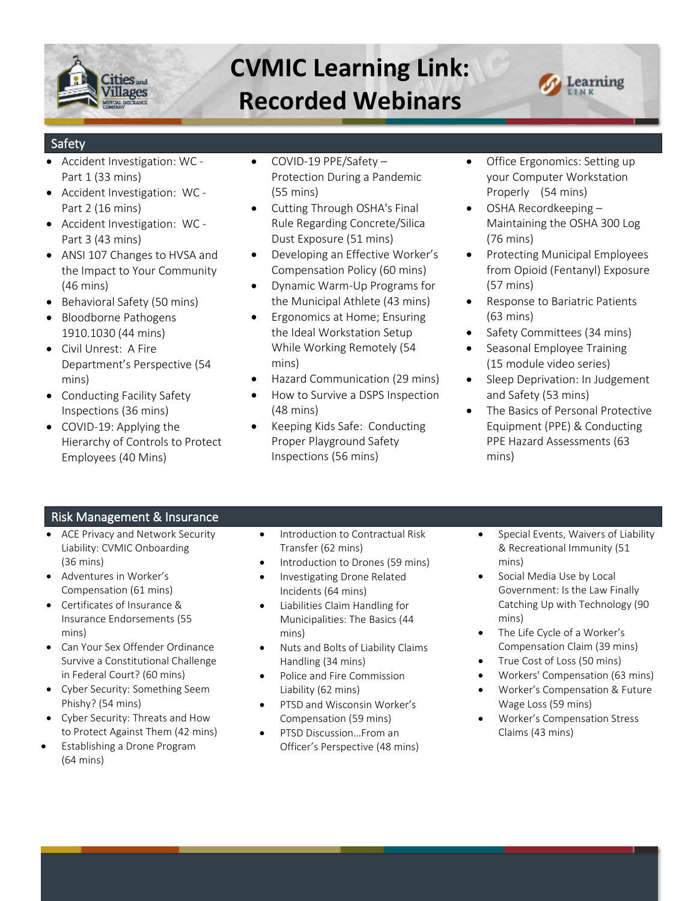# CVMIC Learning Link: Recorded Webinars

## Safety

- Accident Investigation: WC - Part 1 (33 mins)
- Accident Investigation: WC - Part 2 (16 mins)
- Accident Investigation: WC - Part 3 (43 mins)
- ANSI 107 Changes to HVSA and the Impact to Your Community (46 mins)
- Behavioral Safety (50 mins)
- Bloodborne Pathogens 1910.1030 (44 mins)
- Civil Unrest: A Fire Department's Perspective (54 mins)
- Conducting Facility Safety Inspections (36 mins)
- COVID-19: Applying the Hierarchy of Controls to Protect Employees (40 Mins)
- COVID-19 PPE/Safety – Protection During a Pandemic (55 mins)
- Cutting Through OSHA's Final Rule Regarding Concrete/Silica Dust Exposure (51 mins)
- Developing an Effective Worker's Compensation Policy (60 mins)
- Dynamic Warm-Up Programs for the Municipal Athlete (43 mins)
- Ergonomics at Home; Ensuring the Ideal Workstation Setup While Working Remotely (54 mins)
- Hazard Communication (29 mins)
- How to Survive a DSPS Inspection (48 mins)
- Keeping Kids Safe: Conducting Proper Playground Safety Inspections (56 mins)
- Office Ergonomics: Setting up your Computer Workstation Properly (54 mins)
- OSHA Recordkeeping – Maintaining the OSHA 300 Log (76 mins)
- Protecting Municipal Employees from Opioid (Fentanyl) Exposure (57 mins)
- Response to Bariatric Patients (63 mins)
- Safety Committees (34 mins)
- Seasonal Employee Training (15 module video series)
- Sleep Deprivation: In Judgement and Safety (53 mins)
- The Basics of Personal Protective Equipment (PPE) & Conducting PPE Hazard Assessments (63 mins)

## Risk Management & Insurance

- ACE Privacy and Network Security Liability: CVMIC Onboarding (36 mins)
- Adventures in Worker's Compensation (61 mins)
- Certificates of Insurance & Insurance Endorsements (55 mins)
- Can Your Sex Offender Ordinance Survive a Constitutional Challenge in Federal Court? (60 mins)
- Cyber Security: Something Seem Phishy? (54 mins)
- Cyber Security: Threats and How to Protect Against Them (42 mins)
- Establishing a Drone Program (64 mins)
- Introduction to Contractual Risk Transfer (62 mins)
- Introduction to Drones (59 mins)
- Investigating Drone Related Incidents (64 mins)
- Liabilities Claim Handling for Municipalities: The Basics (44 mins)
- Nuts and Bolts of Liability Claims Handling (34 mins)
- Police and Fire Commission Liability (62 mins)
- PTSD and Wisconsin Worker's Compensation (59 mins)
- PTSD Discussion…From an Officer's Perspective (48 mins)
- Special Events, Waivers of Liability & Recreational Immunity (51 mins)
- Social Media Use by Local Government: Is the Law Finally Catching Up with Technology (90 mins)
- The Life Cycle of a Worker's Compensation Claim (39 mins)
- True Cost of Loss (50 mins)
- Workers' Compensation (63 mins)
- Worker's Compensation & Future Wage Loss (59 mins)
- Worker's Compensation Stress Claims (43 mins)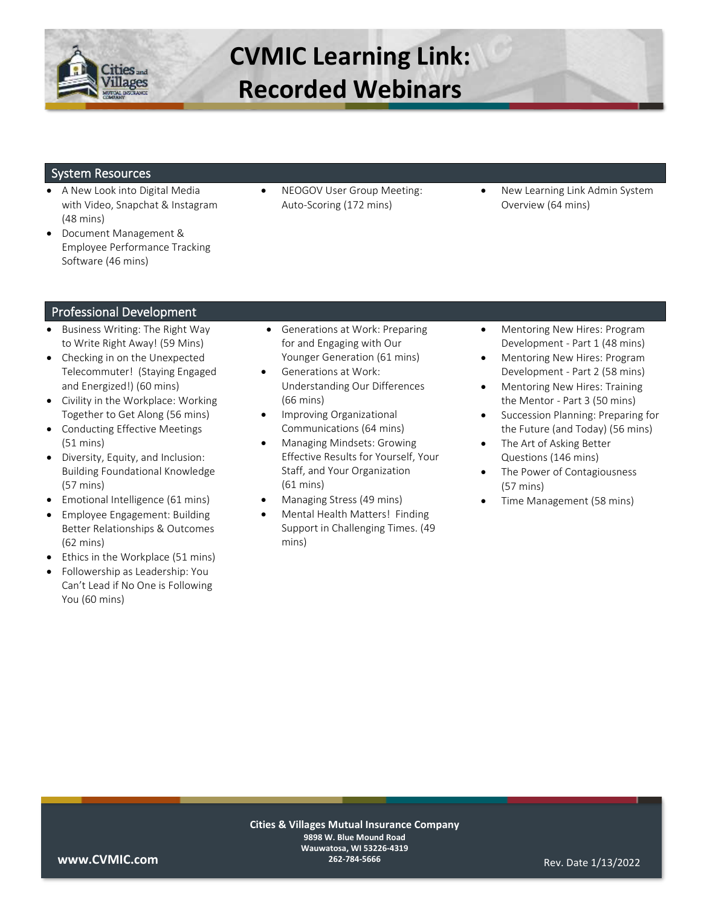# CVMIC Learning Link: Recorded Webinars

## System Resources

- A New Look into Digital Media with Video, Snapchat & Instagram (48 mins)
- Document Management & Employee Performance Tracking Software (46 mins)
- NEOGOV User Group Meeting: Auto-Scoring (172 mins)
- New Learning Link Admin System Overview (64 mins)

## Professional Development

- Business Writing: The Right Way to Write Right Away! (59 Mins)
- Checking in on the Unexpected Telecommuter! (Staying Engaged and Energized!) (60 mins)
- Civility in the Workplace: Working Together to Get Along (56 mins)
- Conducting Effective Meetings (51 mins)
- Diversity, Equity, and Inclusion: Building Foundational Knowledge (57 mins)
- Emotional Intelligence (61 mins)
- Employee Engagement: Building Better Relationships & Outcomes (62 mins)
- Ethics in the Workplace (51 mins)
- Followership as Leadership: You Can't Lead if No One is Following You (60 mins)
- Generations at Work: Preparing for and Engaging with Our Younger Generation (61 mins)
- Generations at Work: Understanding Our Differences (66 mins)
- Improving Organizational Communications (64 mins)
- Managing Mindsets: Growing Effective Results for Yourself, Your Staff, and Your Organization (61 mins)
- Managing Stress (49 mins)
- Mental Health Matters! Finding Support in Challenging Times. (49 mins)
- Mentoring New Hires: Program Development - Part 1 (48 mins)
- Mentoring New Hires: Program Development - Part 2 (58 mins)
- Mentoring New Hires: Training the Mentor - Part 3 (50 mins)
- Succession Planning: Preparing for the Future (and Today) (56 mins)
- The Art of Asking Better Questions (146 mins)
- The Power of Contagiousness (57 mins)
- Time Management (58 mins)

**Cities & Villages Mutual Insurance Company**
**9898 W. Blue Mound Road**
**Wauwatosa, WI 53226-4319**
**262-784-5666**

**www.CVMIC.com**

Rev. Date 1/13/2022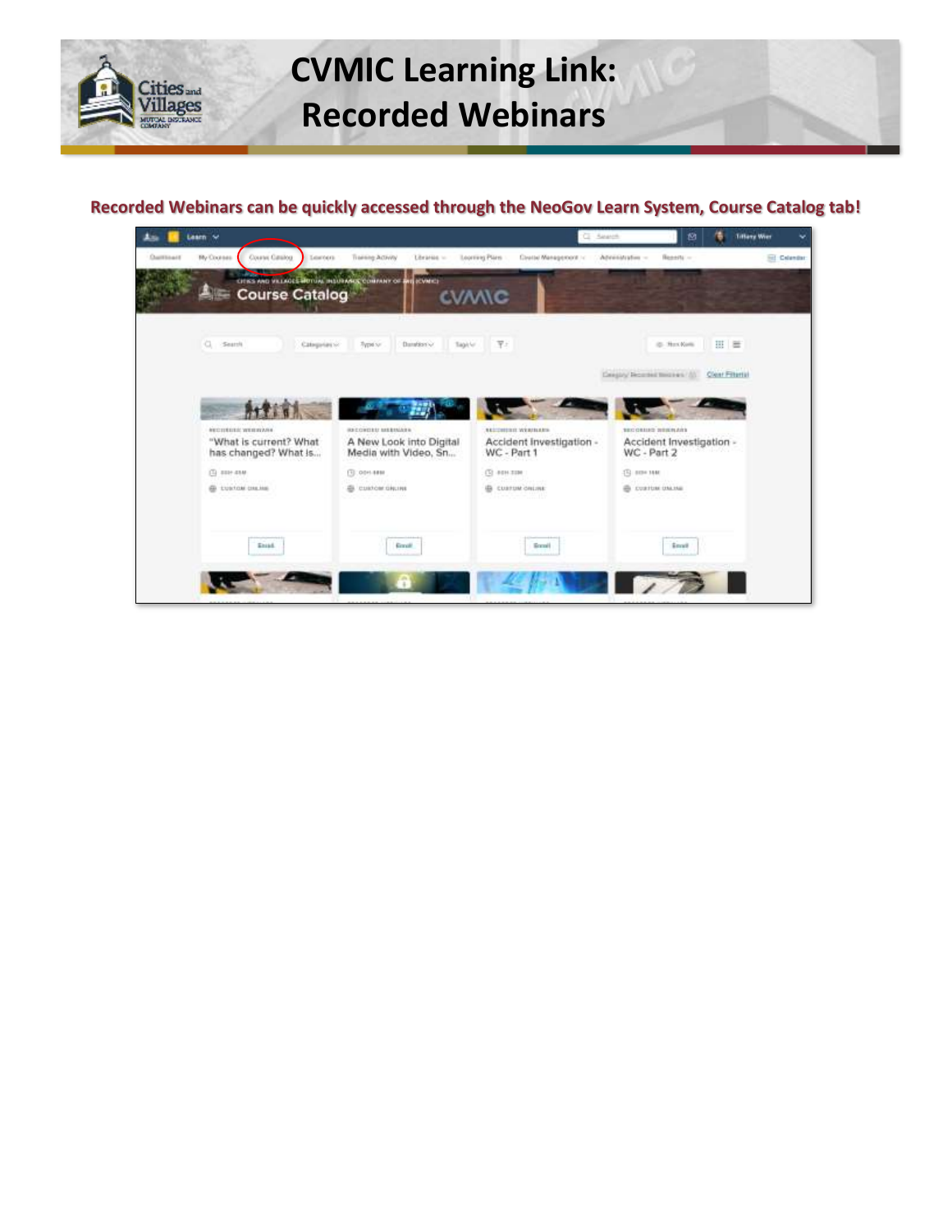# CVMIC Learning Link: Recorded Webinars

**Recorded Webinars can be quickly accessed through the NeoGov Learn System, Course Catalog tab!**